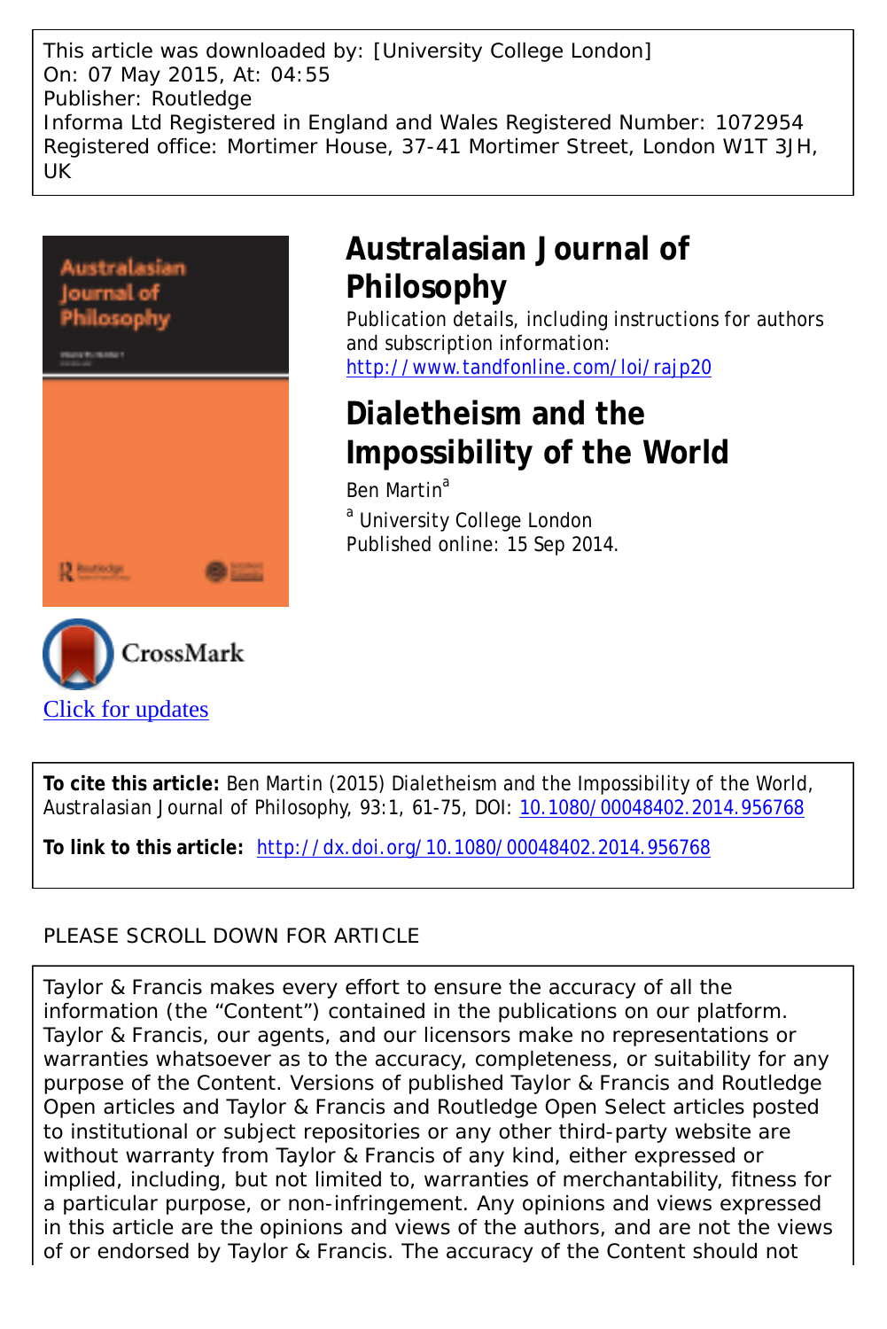This article was downloaded by: [University College London]
On: 07 May 2015, At: 04:55
Publisher: Routledge
Informa Ltd Registered in England and Wales Registered Number: 1072954
Registered office: Mortimer House, 37-41 Mortimer Street, London W1T 3JH, UK

# Australasian Journal of Philosophy

Publication details, including instructions for authors and subscription information:
http://www.tandfonline.com/loi/rajp20

# Dialetheism and the Impossibility of the World

Ben Martin[a]

[a] University College London

Published online: 15 Sep 2014.

Click for updates

**To cite this article:** Ben Martin (2015) Dialetheism and the Impossibility of the World, Australasian Journal of Philosophy, 93:1, 61-75, DOI: 10.1080/00048402.2014.956768

**To link to this article:** http://dx.doi.org/10.1080/00048402.2014.956768

PLEASE SCROLL DOWN FOR ARTICLE

Taylor & Francis makes every effort to ensure the accuracy of all the information (the "Content") contained in the publications on our platform. Taylor & Francis, our agents, and our licensors make no representations or warranties whatsoever as to the accuracy, completeness, or suitability for any purpose of the Content. Versions of published Taylor & Francis and Routledge Open articles and Taylor & Francis and Routledge Open Select articles posted to institutional or subject repositories or any other third-party website are without warranty from Taylor & Francis of any kind, either expressed or implied, including, but not limited to, warranties of merchantability, fitness for a particular purpose, or non-infringement. Any opinions and views expressed in this article are the opinions and views of the authors, and are not the views of or endorsed by Taylor & Francis. The accuracy of the Content should not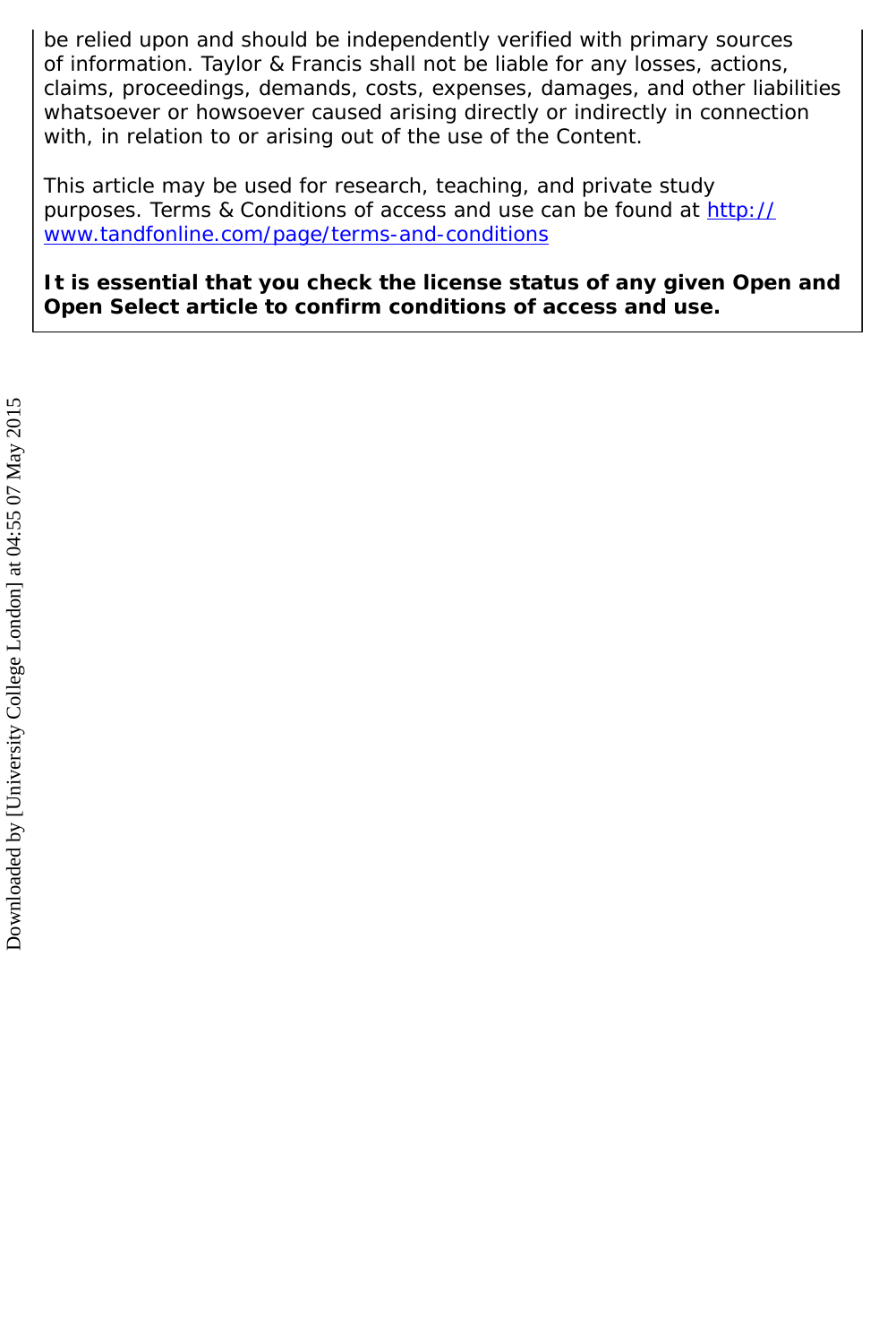be relied upon and should be independently verified with primary sources of information. Taylor & Francis shall not be liable for any losses, actions, claims, proceedings, demands, costs, expenses, damages, and other liabilities whatsoever or howsoever caused arising directly or indirectly in connection with, in relation to or arising out of the use of the Content.

This article may be used for research, teaching, and private study purposes. Terms & Conditions of access and use can be found at [http://www.tandfonline.com/page/terms-and-conditions](http://www.tandfonline.com/page/terms-and-conditions)

**It is essential that you check the license status of any given Open and Open Select article to confirm conditions of access and use.**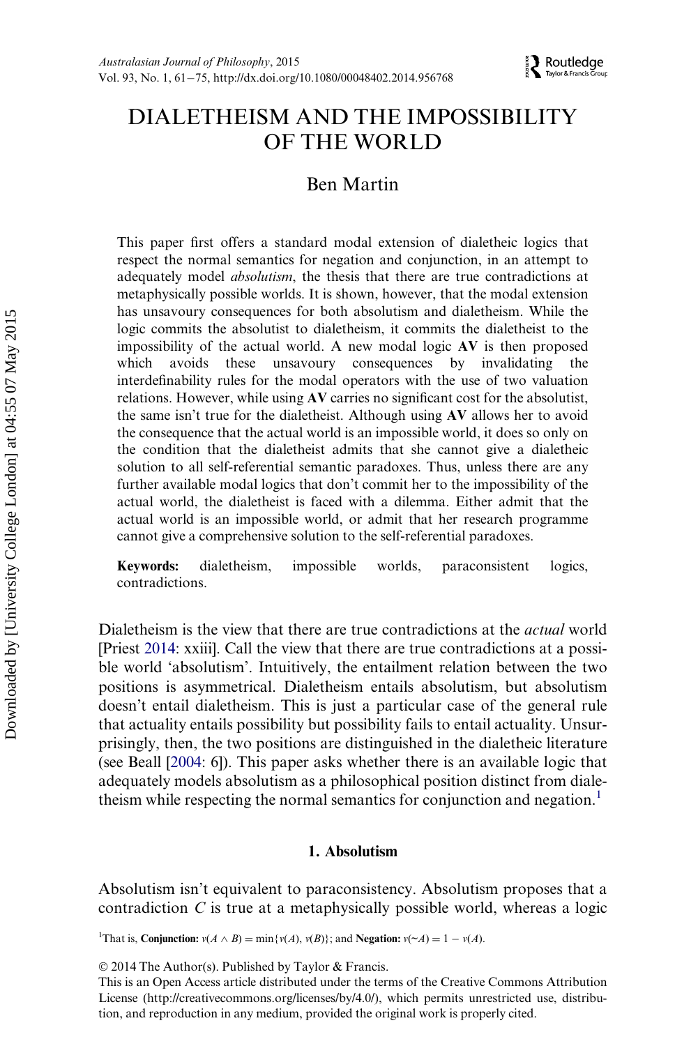# DIALETHEISM AND THE IMPOSSIBILITY OF THE WORLD

## Ben Martin

This paper first offers a standard modal extension of dialetheic logics that respect the normal semantics for negation and conjunction, in an attempt to adequately model *absolutism*, the thesis that there are true contradictions at metaphysically possible worlds. It is shown, however, that the modal extension has unsavoury consequences for both absolutism and dialetheism. While the logic commits the absolutist to dialetheism, it commits the dialetheist to the impossibility of the actual world. A new modal logic **AV** is then proposed which avoids these unsavoury consequences by invalidating the interdefinability rules for the modal operators with the use of two valuation relations. However, while using **AV** carries no significant cost for the absolutist, the same isn't true for the dialetheist. Although using **AV** allows her to avoid the consequence that the actual world is an impossible world, it does so only on the condition that the dialetheist admits that she cannot give a dialetheic solution to all self-referential semantic paradoxes. Thus, unless there are any further available modal logics that don't commit her to the impossibility of the actual world, the dialetheist is faced with a dilemma. Either admit that the actual world is an impossible world, or admit that her research programme cannot give a comprehensive solution to the self-referential paradoxes.

**Keywords:** dialetheism, impossible worlds, paraconsistent logics, contradictions.

Dialetheism is the view that there are true contradictions at the *actual* world [Priest 2014: xxiii]. Call the view that there are true contradictions at a possible world 'absolutism'. Intuitively, the entailment relation between the two positions is asymmetrical. Dialetheism entails absolutism, but absolutism doesn't entail dialetheism. This is just a particular case of the general rule that actuality entails possibility but possibility fails to entail actuality. Unsurprisingly, then, the two positions are distinguished in the dialetheic literature (see Beall [2004: 6]). This paper asks whether there is an available logic that adequately models absolutism as a philosophical position distinct from dialetheism while respecting the normal semantics for conjunction and negation.[1]

### 1. Absolutism

Absolutism isn't equivalent to paraconsistency. Absolutism proposes that a contradiction $C$ is true at a metaphysically possible world, whereas a logic

[1] That is, **Conjunction:** $v(A \wedge B) = \min\{v(A), v(B)\}$; and **Negation:** $v({\sim}A) = 1 - v(A)$.

© 2014 The Author(s). Published by Taylor & Francis.
This is an Open Access article distributed under the terms of the Creative Commons Attribution License (http://creativecommons.org/licenses/by/4.0/), which permits unrestricted use, distribution, and reproduction in any medium, provided the original work is properly cited.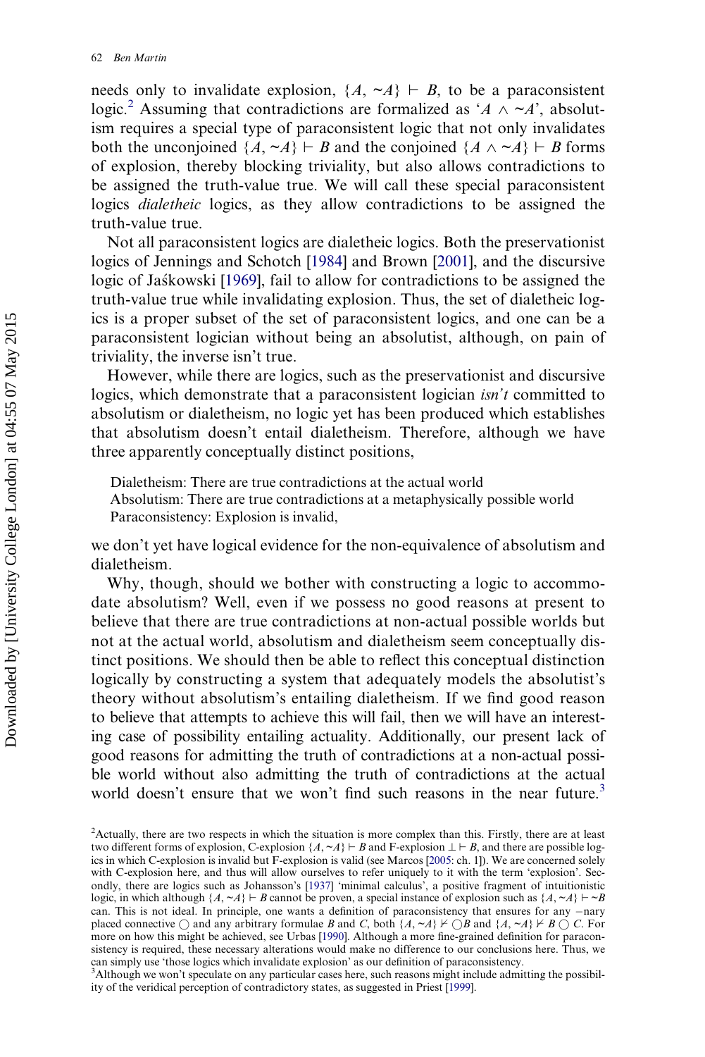needs only to invalidate explosion, $\{A, \sim A\} \vdash B$, to be a paraconsistent logic.[2] Assuming that contradictions are formalized as '$A \wedge \sim A$', absolutism requires a special type of paraconsistent logic that not only invalidates both the unconjoined $\{A, \sim A\} \vdash B$ and the conjoined $\{A \wedge \sim A\} \vdash B$ forms of explosion, thereby blocking triviality, but also allows contradictions to be assigned the truth-value true. We will call these special paraconsistent logics *dialetheic* logics, as they allow contradictions to be assigned the truth-value true.

Not all paraconsistent logics are dialetheic logics. Both the preservationist logics of Jennings and Schotch [1984] and Brown [2001], and the discursive logic of Jaśkowski [1969], fail to allow for contradictions to be assigned the truth-value true while invalidating explosion. Thus, the set of dialetheic logics is a proper subset of the set of paraconsistent logics, and one can be a paraconsistent logician without being an absolutist, although, on pain of triviality, the inverse isn't true.

However, while there are logics, such as the preservationist and discursive logics, which demonstrate that a paraconsistent logician *isn't* committed to absolutism or dialetheism, no logic yet has been produced which establishes that absolutism doesn't entail dialetheism. Therefore, although we have three apparently conceptually distinct positions,

Dialetheism: There are true contradictions at the actual world
Absolutism: There are true contradictions at a metaphysically possible world
Paraconsistency: Explosion is invalid,

we don't yet have logical evidence for the non-equivalence of absolutism and dialetheism.

Why, though, should we bother with constructing a logic to accommodate absolutism? Well, even if we possess no good reasons at present to believe that there are true contradictions at non-actual possible worlds but not at the actual world, absolutism and dialetheism seem conceptually distinct positions. We should then be able to reflect this conceptual distinction logically by constructing a system that adequately models the absolutist's theory without absolutism's entailing dialetheism. If we find good reason to believe that attempts to achieve this will fail, then we will have an interesting case of possibility entailing actuality. Additionally, our present lack of good reasons for admitting the truth of contradictions at a non-actual possible world without also admitting the truth of contradictions at the actual world doesn't ensure that we won't find such reasons in the near future.[3]

[2]Actually, there are two respects in which the situation is more complex than this. Firstly, there are at least two different forms of explosion, C-explosion $\{A, \sim A\} \vdash B$ and F-explosion $\bot \vdash B$, and there are possible logics in which C-explosion is invalid but F-explosion is valid (see Marcos [2005: ch. 1]). We are concerned solely with C-explosion here, and thus will allow ourselves to refer uniquely to it with the term 'explosion'. Secondly, there are logics such as Johansson's [1937] 'minimal calculus', a positive fragment of intuitionistic logic, in which although $\{A, \sim A\} \vdash B$ cannot be proven, a special instance of explosion such as $\{A, \sim A\} \vdash \sim B$ can. This is not ideal. In principle, one wants a definition of paraconsistency that ensures for any $-$nary placed connective $\bigcirc$ and any arbitrary formulae $B$ and $C$, both $\{A, \sim A\} \nvdash \bigcirc B$ and $\{A, \sim A\} \nvdash B \bigcirc C$. For more on how this might be achieved, see Urbas [1990]. Although a more fine-grained definition for paraconsistency is required, these necessary alterations would make no difference to our conclusions here. Thus, we can simply use 'those logics which invalidate explosion' as our definition of paraconsistency.

[3]Although we won't speculate on any particular cases here, such reasons might include admitting the possibility of the veridical perception of contradictory states, as suggested in Priest [1999].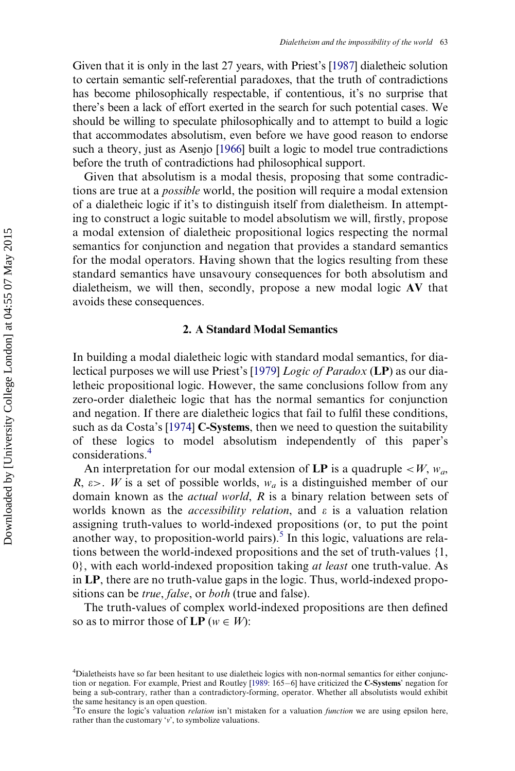Given that it is only in the last 27 years, with Priest's [1987] dialetheic solution to certain semantic self-referential paradoxes, that the truth of contradictions has become philosophically respectable, if contentious, it's no surprise that there's been a lack of effort exerted in the search for such potential cases. We should be willing to speculate philosophically and to attempt to build a logic that accommodates absolutism, even before we have good reason to endorse such a theory, just as Asenjo [1966] built a logic to model true contradictions before the truth of contradictions had philosophical support.

Given that absolutism is a modal thesis, proposing that some contradictions are true at a *possible* world, the position will require a modal extension of a dialetheic logic if it's to distinguish itself from dialetheism. In attempting to construct a logic suitable to model absolutism we will, firstly, propose a modal extension of dialetheic propositional logics respecting the normal semantics for conjunction and negation that provides a standard semantics for the modal operators. Having shown that the logics resulting from these standard semantics have unsavoury consequences for both absolutism and dialetheism, we will then, secondly, propose a new modal logic **AV** that avoids these consequences.

## 2. A Standard Modal Semantics

In building a modal dialetheic logic with standard modal semantics, for dialectical purposes we will use Priest's [1979] *Logic of Paradox* (**LP**) as our dialetheic propositional logic. However, the same conclusions follow from any zero-order dialetheic logic that has the normal semantics for conjunction and negation. If there are dialetheic logics that fail to fulfil these conditions, such as da Costa's [1974] **C-Systems**, then we need to question the suitability of these logics to model absolutism independently of this paper's considerations.[4]

An interpretation for our modal extension of **LP** is a quadruple $<W, w_a, R, \varepsilon>$. $W$ is a set of possible worlds, $w_a$ is a distinguished member of our domain known as the *actual world*, $R$ is a binary relation between sets of worlds known as the *accessibility relation*, and $\varepsilon$ is a valuation relation assigning truth-values to world-indexed propositions (or, to put the point another way, to proposition-world pairs).[5] In this logic, valuations are relations between the world-indexed propositions and the set of truth-values {1, 0}, with each world-indexed proposition taking *at least* one truth-value. As in **LP**, there are no truth-value gaps in the logic. Thus, world-indexed propositions can be *true*, *false*, or *both* (true and false).

The truth-values of complex world-indexed propositions are then defined so as to mirror those of **LP** ($w \in W$):

[4]Dialetheists have so far been hesitant to use dialetheic logics with non-normal semantics for either conjunction or negation. For example, Priest and Routley [1989: 165–6] have criticized the **C-Systems**' negation for being a sub-contrary, rather than a contradictory-forming, operator. Whether all absolutists would exhibit the same hesitancy is an open question.

[5]To ensure the logic's valuation *relation* isn't mistaken for a valuation *function* we are using epsilon here, rather than the customary '$v$', to symbolize valuations.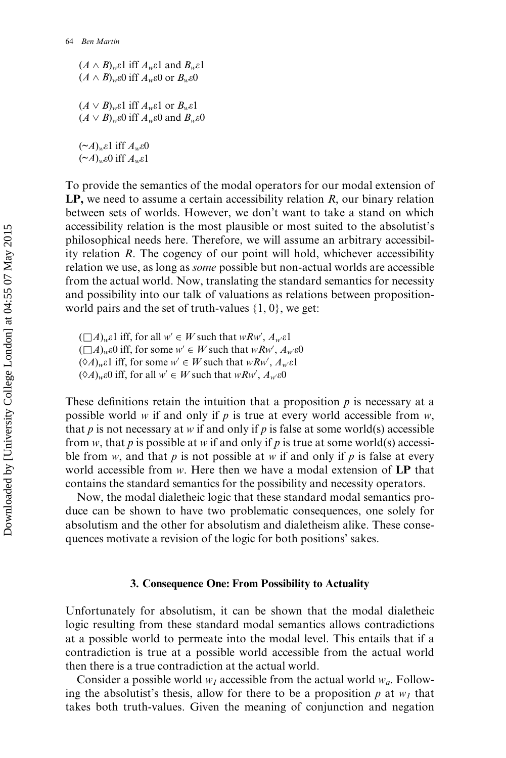$(A \wedge B)_w \varepsilon 1$ iff $A_w \varepsilon 1$ and $B_w \varepsilon 1$
$(A \wedge B)_w \varepsilon 0$ iff $A_w \varepsilon 0$ or $B_w \varepsilon 0$

$(A \vee B)_w \varepsilon 1$ iff $A_w \varepsilon 1$ or $B_w \varepsilon 1$
$(A \vee B)_w \varepsilon 0$ iff $A_w \varepsilon 0$ and $B_w \varepsilon 0$

$({\sim}A)_w \varepsilon 1$ iff $A_w \varepsilon 0$
$({\sim}A)_w \varepsilon 0$ iff $A_w \varepsilon 1$

To provide the semantics of the modal operators for our modal extension of **LP,** we need to assume a certain accessibility relation $R$, our binary relation between sets of worlds. However, we don't want to take a stand on which accessibility relation is the most plausible or most suited to the absolutist's philosophical needs here. Therefore, we will assume an arbitrary accessibility relation $R$. The cogency of our point will hold, whichever accessibility relation we use, as long as *some* possible but non-actual worlds are accessible from the actual world. Now, translating the standard semantics for necessity and possibility into our talk of valuations as relations between proposition-world pairs and the set of truth-values $\{1, 0\}$, we get:

$(\Box A)_w \varepsilon 1$ iff, for all $w' \in W$ such that $wRw'$, $A_{w'} \varepsilon 1$
$(\Box A)_w \varepsilon 0$ iff, for some $w' \in W$ such that $wRw'$, $A_{w'} \varepsilon 0$
$(\Diamond A)_w \varepsilon 1$ iff, for some $w' \in W$ such that $wRw'$, $A_{w'} \varepsilon 1$
$(\Diamond A)_w \varepsilon 0$ iff, for all $w' \in W$ such that $wRw'$, $A_{w'} \varepsilon 0$

These definitions retain the intuition that a proposition $p$ is necessary at a possible world $w$ if and only if $p$ is true at every world accessible from $w$, that $p$ is not necessary at $w$ if and only if $p$ is false at some world(s) accessible from $w$, that $p$ is possible at $w$ if and only if $p$ is true at some world(s) accessible from $w$, and that $p$ is not possible at $w$ if and only if $p$ is false at every world accessible from $w$. Here then we have a modal extension of **LP** that contains the standard semantics for the possibility and necessity operators.

Now, the modal dialetheic logic that these standard modal semantics produce can be shown to have two problematic consequences, one solely for absolutism and the other for absolutism and dialetheism alike. These consequences motivate a revision of the logic for both positions' sakes.

### 3. Consequence One: From Possibility to Actuality

Unfortunately for absolutism, it can be shown that the modal dialetheic logic resulting from these standard modal semantics allows contradictions at a possible world to permeate into the modal level. This entails that if a contradiction is true at a possible world accessible from the actual world then there is a true contradiction at the actual world.

Consider a possible world $w_1$ accessible from the actual world $w_a$. Following the absolutist's thesis, allow for there to be a proposition $p$ at $w_1$ that takes both truth-values. Given the meaning of conjunction and negation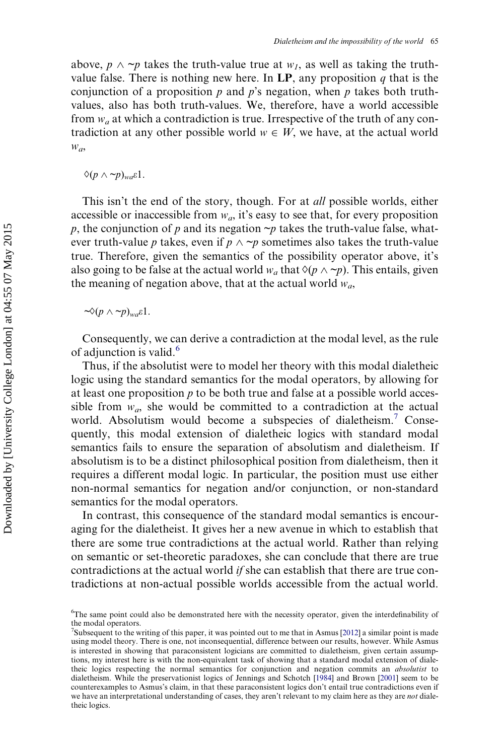above, $p \wedge {\sim}p$ takes the truth-value true at $w_1$, as well as taking the truth-value false. There is nothing new here. In **LP**, any proposition $q$ that is the conjunction of a proposition $p$ and $p$'s negation, when $p$ takes both truth-values, also has both truth-values. We, therefore, have a world accessible from $w_a$ at which a contradiction is true. Irrespective of the truth of any contradiction at any other possible world $w \in W$, we have, at the actual world $w_a$,

$$\Diamond(p \wedge {\sim}p)_{wa}\varepsilon 1.$$

This isn't the end of the story, though. For at *all* possible worlds, either accessible or inaccessible from $w_a$, it's easy to see that, for every proposition $p$, the conjunction of $p$ and its negation ${\sim}p$ takes the truth-value false, whatever truth-value $p$ takes, even if $p \wedge {\sim}p$ sometimes also takes the truth-value true. Therefore, given the semantics of the possibility operator above, it's also going to be false at the actual world $w_a$ that $\Diamond(p \wedge {\sim}p)$. This entails, given the meaning of negation above, that at the actual world $w_a$,

$${\sim}\Diamond(p \wedge {\sim}p)_{wa}\varepsilon 1.$$

Consequently, we can derive a contradiction at the modal level, as the rule of adjunction is valid.[6]

Thus, if the absolutist were to model her theory with this modal dialetheic logic using the standard semantics for the modal operators, by allowing for at least one proposition $p$ to be both true and false at a possible world accessible from $w_a$, she would be committed to a contradiction at the actual world. Absolutism would become a subspecies of dialetheism.[7] Consequently, this modal extension of dialetheic logics with standard modal semantics fails to ensure the separation of absolutism and dialetheism. If absolutism is to be a distinct philosophical position from dialetheism, then it requires a different modal logic. In particular, the position must use either non-normal semantics for negation and/or conjunction, or non-standard semantics for the modal operators.

In contrast, this consequence of the standard modal semantics is encouraging for the dialetheist. It gives her a new avenue in which to establish that there are some true contradictions at the actual world. Rather than relying on semantic or set-theoretic paradoxes, she can conclude that there are true contradictions at the actual world *if* she can establish that there are true contradictions at non-actual possible worlds accessible from the actual world.

[6]The same point could also be demonstrated here with the necessity operator, given the interdefinability of the modal operators.

[7]Subsequent to the writing of this paper, it was pointed out to me that in Asmus [2012] a similar point is made using model theory. There is one, not inconsequential, difference between our results, however. While Asmus is interested in showing that paraconsistent logicians are committed to dialetheism, given certain assumptions, my interest here is with the non-equivalent task of showing that a standard modal extension of dialetheic logics respecting the normal semantics for conjunction and negation commits an *absolutist* to dialetheism. While the preservationist logics of Jennings and Schotch [1984] and Brown [2001] seem to be counterexamples to Asmus's claim, in that these paraconsistent logics don't entail true contradictions even if we have an interpretational understanding of cases, they aren't relevant to my claim here as they are *not* dialetheic logics.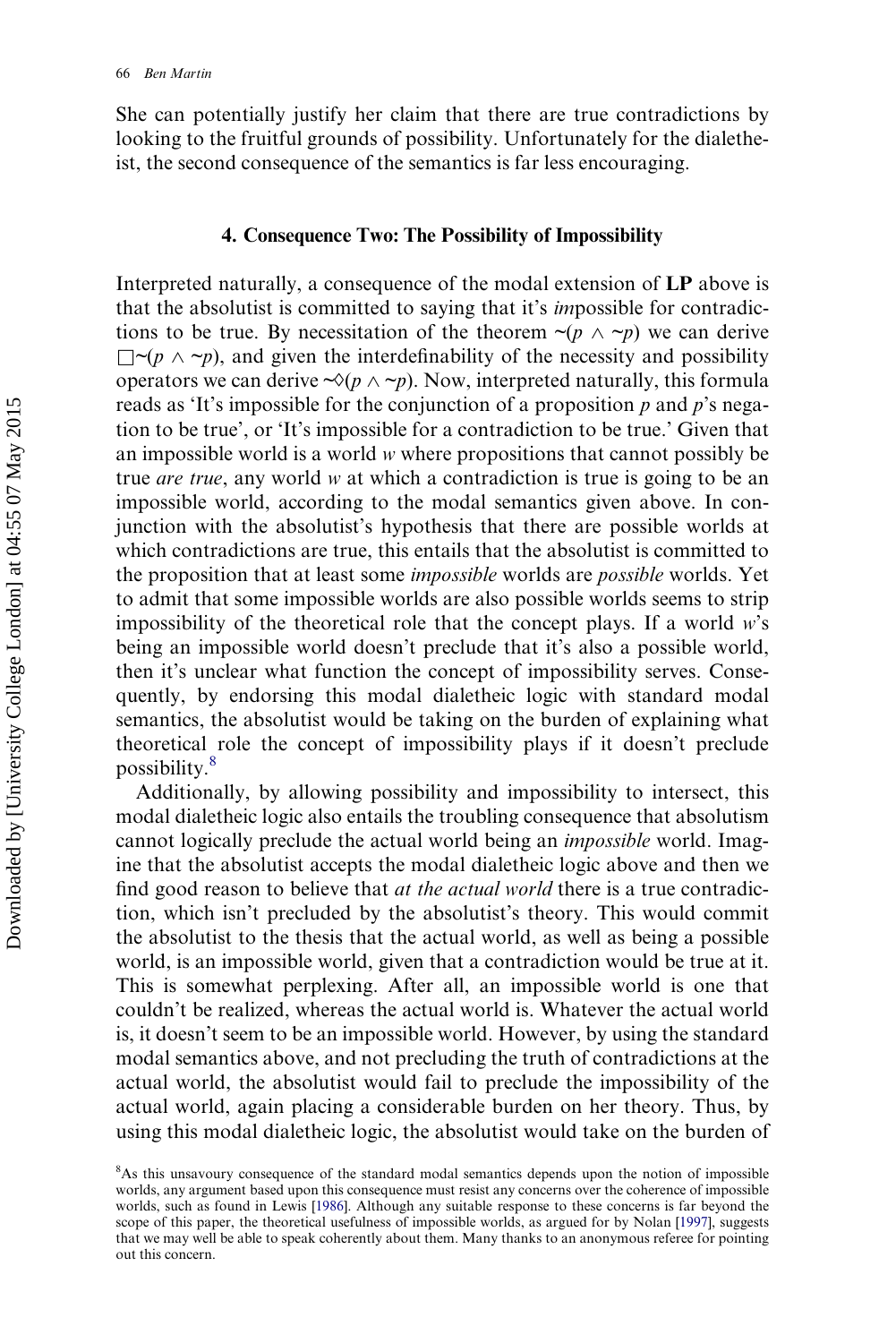She can potentially justify her claim that there are true contradictions by looking to the fruitful grounds of possibility. Unfortunately for the dialetheist, the second consequence of the semantics is far less encouraging.

## 4. Consequence Two: The Possibility of Impossibility

Interpreted naturally, a consequence of the modal extension of **LP** above is that the absolutist is committed to saying that it's *im*possible for contradictions to be true. By necessitation of the theorem $\sim(p \wedge \sim p)$ we can derive $\Box\sim(p \wedge \sim p)$, and given the interdefinability of the necessity and possibility operators we can derive $\sim\Diamond(p \wedge \sim p)$. Now, interpreted naturally, this formula reads as 'It's impossible for the conjunction of a proposition $p$ and $p$'s negation to be true', or 'It's impossible for a contradiction to be true.' Given that an impossible world is a world $w$ where propositions that cannot possibly be true *are true*, any world $w$ at which a contradiction is true is going to be an impossible world, according to the modal semantics given above. In conjunction with the absolutist's hypothesis that there are possible worlds at which contradictions are true, this entails that the absolutist is committed to the proposition that at least some *impossible* worlds are *possible* worlds. Yet to admit that some impossible worlds are also possible worlds seems to strip impossibility of the theoretical role that the concept plays. If a world $w$'s being an impossible world doesn't preclude that it's also a possible world, then it's unclear what function the concept of impossibility serves. Consequently, by endorsing this modal dialetheic logic with standard modal semantics, the absolutist would be taking on the burden of explaining what theoretical role the concept of impossibility plays if it doesn't preclude possibility.[8]

Additionally, by allowing possibility and impossibility to intersect, this modal dialetheic logic also entails the troubling consequence that absolutism cannot logically preclude the actual world being an *impossible* world. Imagine that the absolutist accepts the modal dialetheic logic above and then we find good reason to believe that *at the actual world* there is a true contradiction, which isn't precluded by the absolutist's theory. This would commit the absolutist to the thesis that the actual world, as well as being a possible world, is an impossible world, given that a contradiction would be true at it. This is somewhat perplexing. After all, an impossible world is one that couldn't be realized, whereas the actual world is. Whatever the actual world is, it doesn't seem to be an impossible world. However, by using the standard modal semantics above, and not precluding the truth of contradictions at the actual world, the absolutist would fail to preclude the impossibility of the actual world, again placing a considerable burden on her theory. Thus, by using this modal dialetheic logic, the absolutist would take on the burden of

[8]As this unsavoury consequence of the standard modal semantics depends upon the notion of impossible worlds, any argument based upon this consequence must resist any concerns over the coherence of impossible worlds, such as found in Lewis [1986]. Although any suitable response to these concerns is far beyond the scope of this paper, the theoretical usefulness of impossible worlds, as argued for by Nolan [1997], suggests that we may well be able to speak coherently about them. Many thanks to an anonymous referee for pointing out this concern.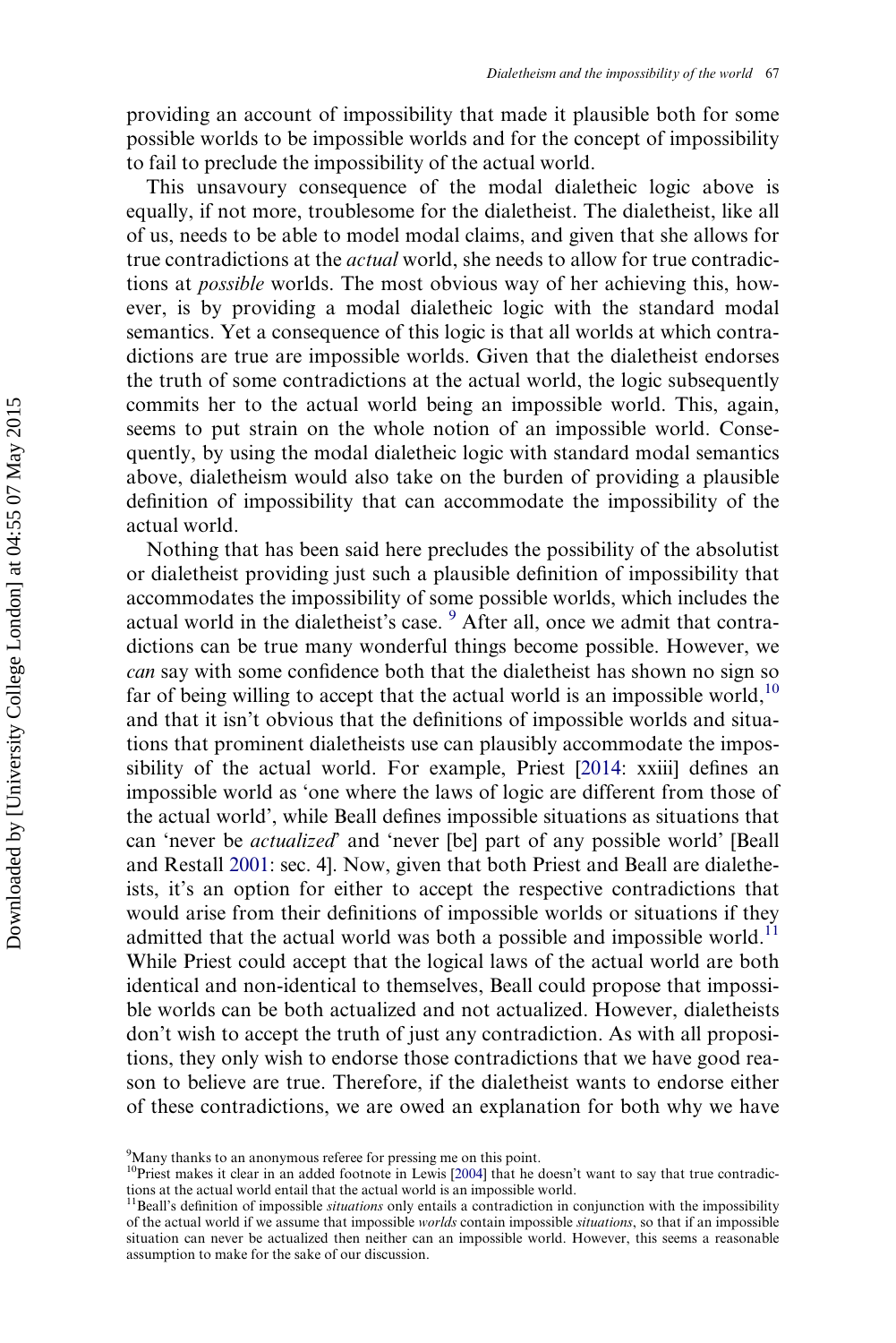providing an account of impossibility that made it plausible both for some possible worlds to be impossible worlds and for the concept of impossibility to fail to preclude the impossibility of the actual world.

This unsavoury consequence of the modal dialetheic logic above is equally, if not more, troublesome for the dialetheist. The dialetheist, like all of us, needs to be able to model modal claims, and given that she allows for true contradictions at the *actual* world, she needs to allow for true contradictions at *possible* worlds. The most obvious way of her achieving this, however, is by providing a modal dialetheic logic with the standard modal semantics. Yet a consequence of this logic is that all worlds at which contradictions are true are impossible worlds. Given that the dialetheist endorses the truth of some contradictions at the actual world, the logic subsequently commits her to the actual world being an impossible world. This, again, seems to put strain on the whole notion of an impossible world. Consequently, by using the modal dialetheic logic with standard modal semantics above, dialetheism would also take on the burden of providing a plausible definition of impossibility that can accommodate the impossibility of the actual world.

Nothing that has been said here precludes the possibility of the absolutist or dialetheist providing just such a plausible definition of impossibility that accommodates the impossibility of some possible worlds, which includes the actual world in the dialetheist's case. [9] After all, once we admit that contradictions can be true many wonderful things become possible. However, we *can* say with some confidence both that the dialetheist has shown no sign so far of being willing to accept that the actual world is an impossible world,[10] and that it isn't obvious that the definitions of impossible worlds and situations that prominent dialetheists use can plausibly accommodate the impossibility of the actual world. For example, Priest [2014: xxiii] defines an impossible world as 'one where the laws of logic are different from those of the actual world', while Beall defines impossible situations as situations that can 'never be *actualized*' and 'never [be] part of any possible world' [Beall and Restall 2001: sec. 4]. Now, given that both Priest and Beall are dialetheists, it's an option for either to accept the respective contradictions that would arise from their definitions of impossible worlds or situations if they admitted that the actual world was both a possible and impossible world.[11] While Priest could accept that the logical laws of the actual world are both identical and non-identical to themselves, Beall could propose that impossible worlds can be both actualized and not actualized. However, dialetheists don't wish to accept the truth of just any contradiction. As with all propositions, they only wish to endorse those contradictions that we have good reason to believe are true. Therefore, if the dialetheist wants to endorse either of these contradictions, we are owed an explanation for both why we have

[9] Many thanks to an anonymous referee for pressing me on this point.

[10] Priest makes it clear in an added footnote in Lewis [2004] that he doesn't want to say that true contradictions at the actual world entail that the actual world is an impossible world.

[11] Beall's definition of impossible *situations* only entails a contradiction in conjunction with the impossibility of the actual world if we assume that impossible *worlds* contain impossible *situations*, so that if an impossible situation can never be actualized then neither can an impossible world. However, this seems a reasonable assumption to make for the sake of our discussion.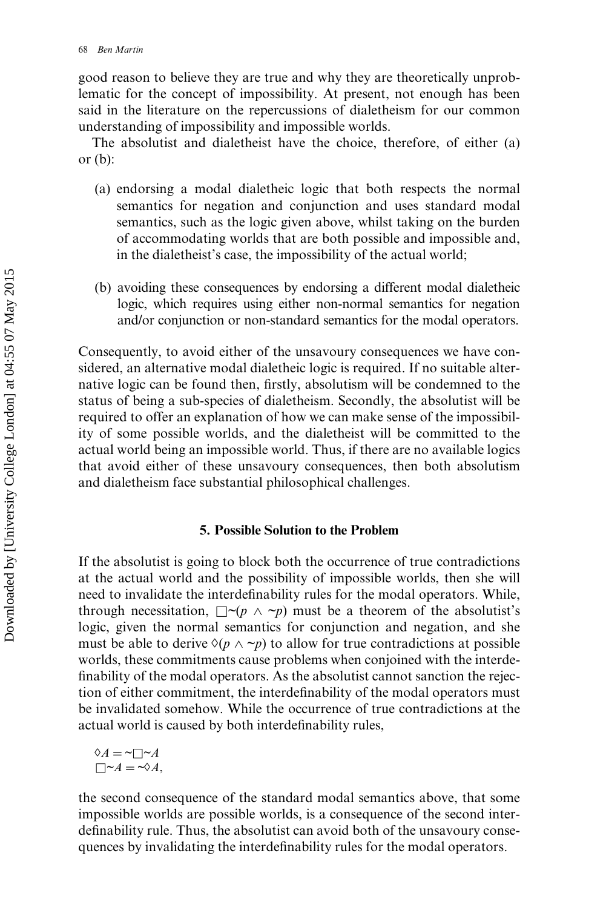good reason to believe they are true and why they are theoretically unproblematic for the concept of impossibility. At present, not enough has been said in the literature on the repercussions of dialetheism for our common understanding of impossibility and impossible worlds.

The absolutist and dialetheist have the choice, therefore, of either (a) or (b):

(a) endorsing a modal dialetheic logic that both respects the normal semantics for negation and conjunction and uses standard modal semantics, such as the logic given above, whilst taking on the burden of accommodating worlds that are both possible and impossible and, in the dialetheist's case, the impossibility of the actual world;

(b) avoiding these consequences by endorsing a different modal dialetheic logic, which requires using either non-normal semantics for negation and/or conjunction or non-standard semantics for the modal operators.

Consequently, to avoid either of the unsavoury consequences we have considered, an alternative modal dialetheic logic is required. If no suitable alternative logic can be found then, firstly, absolutism will be condemned to the status of being a sub-species of dialetheism. Secondly, the absolutist will be required to offer an explanation of how we can make sense of the impossibility of some possible worlds, and the dialetheist will be committed to the actual world being an impossible world. Thus, if there are no available logics that avoid either of these unsavoury consequences, then both absolutism and dialetheism face substantial philosophical challenges.

## 5. Possible Solution to the Problem

If the absolutist is going to block both the occurrence of true contradictions at the actual world and the possibility of impossible worlds, then she will need to invalidate the interdefinability rules for the modal operators. While, through necessitation, $\Box{\sim}(p \wedge {\sim}p)$ must be a theorem of the absolutist's logic, given the normal semantics for conjunction and negation, and she must be able to derive $\Diamond(p \wedge {\sim}p)$ to allow for true contradictions at possible worlds, these commitments cause problems when conjoined with the interdefinability of the modal operators. As the absolutist cannot sanction the rejection of either commitment, the interdefinability of the modal operators must be invalidated somehow. While the occurrence of true contradictions at the actual world is caused by both interdefinability rules,

$$\Diamond A = {\sim}\Box{\sim}A$$
$$\Box{\sim}A = {\sim}\Diamond A,$$

the second consequence of the standard modal semantics above, that some impossible worlds are possible worlds, is a consequence of the second interdefinability rule. Thus, the absolutist can avoid both of the unsavoury consequences by invalidating the interdefinability rules for the modal operators.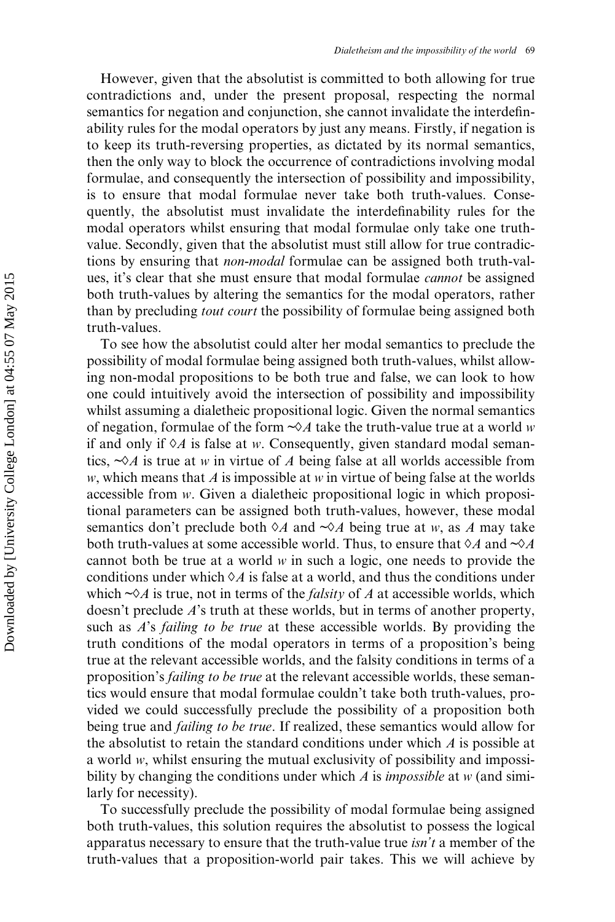However, given that the absolutist is committed to both allowing for true contradictions and, under the present proposal, respecting the normal semantics for negation and conjunction, she cannot invalidate the interdefinability rules for the modal operators by just any means. Firstly, if negation is to keep its truth-reversing properties, as dictated by its normal semantics, then the only way to block the occurrence of contradictions involving modal formulae, and consequently the intersection of possibility and impossibility, is to ensure that modal formulae never take both truth-values. Consequently, the absolutist must invalidate the interdefinability rules for the modal operators whilst ensuring that modal formulae only take one truth-value. Secondly, given that the absolutist must still allow for true contradictions by ensuring that *non-modal* formulae can be assigned both truth-values, it's clear that she must ensure that modal formulae *cannot* be assigned both truth-values by altering the semantics for the modal operators, rather than by precluding *tout court* the possibility of formulae being assigned both truth-values.

To see how the absolutist could alter her modal semantics to preclude the possibility of modal formulae being assigned both truth-values, whilst allowing non-modal propositions to be both true and false, we can look to how one could intuitively avoid the intersection of possibility and impossibility whilst assuming a dialetheic propositional logic. Given the normal semantics of negation, formulae of the form $\sim\Diamond A$ take the truth-value true at a world $w$ if and only if $\Diamond A$ is false at $w$. Consequently, given standard modal semantics, $\sim\Diamond A$ is true at $w$ in virtue of $A$ being false at all worlds accessible from $w$, which means that $A$ is impossible at $w$ in virtue of being false at the worlds accessible from $w$. Given a dialetheic propositional logic in which propositional parameters can be assigned both truth-values, however, these modal semantics don't preclude both $\Diamond A$ and $\sim\Diamond A$ being true at $w$, as $A$ may take both truth-values at some accessible world. Thus, to ensure that $\Diamond A$ and $\sim\Diamond A$ cannot both be true at a world $w$ in such a logic, one needs to provide the conditions under which $\Diamond A$ is false at a world, and thus the conditions under which $\sim\Diamond A$ is true, not in terms of the *falsity* of $A$ at accessible worlds, which doesn't preclude $A$'s truth at these worlds, but in terms of another property, such as $A$'s *failing to be true* at these accessible worlds. By providing the truth conditions of the modal operators in terms of a proposition's being true at the relevant accessible worlds, and the falsity conditions in terms of a proposition's *failing to be true* at the relevant accessible worlds, these semantics would ensure that modal formulae couldn't take both truth-values, provided we could successfully preclude the possibility of a proposition both being true and *failing to be true*. If realized, these semantics would allow for the absolutist to retain the standard conditions under which $A$ is possible at a world $w$, whilst ensuring the mutual exclusivity of possibility and impossibility by changing the conditions under which $A$ is *impossible* at $w$ (and similarly for necessity).

To successfully preclude the possibility of modal formulae being assigned both truth-values, this solution requires the absolutist to possess the logical apparatus necessary to ensure that the truth-value true *isn't* a member of the truth-values that a proposition-world pair takes. This we will achieve by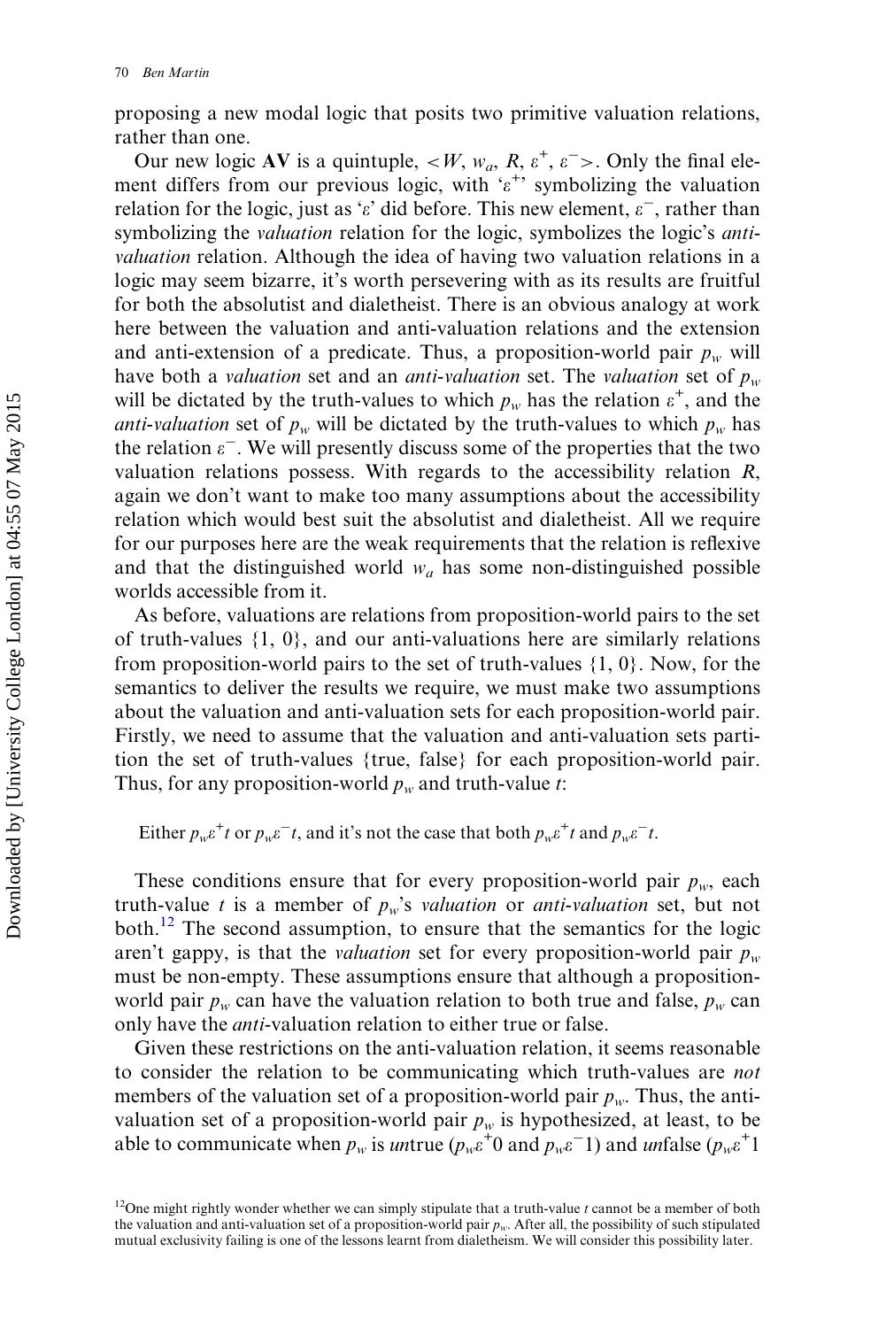proposing a new modal logic that posits two primitive valuation relations, rather than one.

Our new logic **AV** is a quintuple, $<W, w_a, R, \varepsilon^+, \varepsilon^->$. Only the final element differs from our previous logic, with '$\varepsilon^+$' symbolizing the valuation relation for the logic, just as '$\varepsilon$' did before. This new element, $\varepsilon^-$, rather than symbolizing the *valuation* relation for the logic, symbolizes the logic's *anti-valuation* relation. Although the idea of having two valuation relations in a logic may seem bizarre, it's worth persevering with as its results are fruitful for both the absolutist and dialetheist. There is an obvious analogy at work here between the valuation and anti-valuation relations and the extension and anti-extension of a predicate. Thus, a proposition-world pair $p_w$ will have both a *valuation* set and an *anti-valuation* set. The *valuation* set of $p_w$ will be dictated by the truth-values to which $p_w$ has the relation $\varepsilon^+$, and the *anti-valuation* set of $p_w$ will be dictated by the truth-values to which $p_w$ has the relation $\varepsilon^-$. We will presently discuss some of the properties that the two valuation relations possess. With regards to the accessibility relation $R$, again we don't want to make too many assumptions about the accessibility relation which would best suit the absolutist and dialetheist. All we require for our purposes here are the weak requirements that the relation is reflexive and that the distinguished world $w_a$ has some non-distinguished possible worlds accessible from it.

As before, valuations are relations from proposition-world pairs to the set of truth-values {1, 0}, and our anti-valuations here are similarly relations from proposition-world pairs to the set of truth-values {1, 0}. Now, for the semantics to deliver the results we require, we must make two assumptions about the valuation and anti-valuation sets for each proposition-world pair. Firstly, we need to assume that the valuation and anti-valuation sets partition the set of truth-values {true, false} for each proposition-world pair. Thus, for any proposition-world $p_w$ and truth-value $t$:

Either $p_w\varepsilon^+t$ or $p_w\varepsilon^-t$, and it's not the case that both $p_w\varepsilon^+t$ and $p_w\varepsilon^-t$.

These conditions ensure that for every proposition-world pair $p_w$, each truth-value $t$ is a member of $p_w$'s *valuation* or *anti-valuation* set, but not both.[12] The second assumption, to ensure that the semantics for the logic aren't gappy, is that the *valuation* set for every proposition-world pair $p_w$ must be non-empty. These assumptions ensure that although a proposition-world pair $p_w$ can have the valuation relation to both true and false, $p_w$ can only have the *anti*-valuation relation to either true or false.

Given these restrictions on the anti-valuation relation, it seems reasonable to consider the relation to be communicating which truth-values are *not* members of the valuation set of a proposition-world pair $p_w$. Thus, the anti-valuation set of a proposition-world pair $p_w$ is hypothesized, at least, to be able to communicate when $p_w$ is *un*true ($p_w\varepsilon^+0$ and $p_w\varepsilon^-1$) and *un*false ($p_w\varepsilon^+1$

[12]One might rightly wonder whether we can simply stipulate that a truth-value $t$ cannot be a member of both the valuation and anti-valuation set of a proposition-world pair $p_w$. After all, the possibility of such stipulated mutual exclusivity failing is one of the lessons learnt from dialetheism. We will consider this possibility later.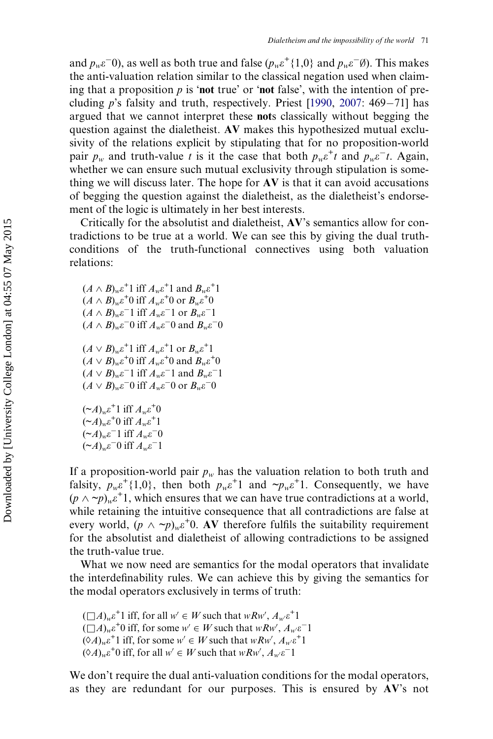and $p_w\varepsilon^-0$), as well as both true and false ($p_w\varepsilon^+\{1,0\}$ and $p_w\varepsilon^-\emptyset$). This makes the anti-valuation relation similar to the classical negation used when claiming that a proposition $p$ is '**not** true' or '**not** false', with the intention of precluding $p$'s falsity and truth, respectively. Priest [1990, 2007: 469−71] has argued that we cannot interpret these **not**s classically without begging the question against the dialetheist. **AV** makes this hypothesized mutual exclusivity of the relations explicit by stipulating that for no proposition-world pair $p_w$ and truth-value $t$ is it the case that both $p_w\varepsilon^+t$ and $p_w\varepsilon^-t$. Again, whether we can ensure such mutual exclusivity through stipulation is something we will discuss later. The hope for **AV** is that it can avoid accusations of begging the question against the dialetheist, as the dialetheist's endorsement of the logic is ultimately in her best interests.

Critically for the absolutist and dialetheist, **AV**'s semantics allow for contradictions to be true at a world. We can see this by giving the dual truth-conditions of the truth-functional connectives using both valuation relations:

$(A \wedge B)_w\varepsilon^+1$ iff $A_w\varepsilon^+1$ and $B_w\varepsilon^+1$
$(A \wedge B)_w\varepsilon^+0$ iff $A_w\varepsilon^+0$ or $B_w\varepsilon^+0$
$(A \wedge B)_w\varepsilon^-1$ iff $A_w\varepsilon^-1$ or $B_w\varepsilon^-1$
$(A \wedge B)_w\varepsilon^-0$ iff $A_w\varepsilon^-0$ and $B_w\varepsilon^-0$

$(A \vee B)_w\varepsilon^+1$ iff $A_w\varepsilon^+1$ or $B_w\varepsilon^+1$
$(A \vee B)_w\varepsilon^+0$ iff $A_w\varepsilon^+0$ and $B_w\varepsilon^+0$
$(A \vee B)_w\varepsilon^-1$ iff $A_w\varepsilon^-1$ and $B_w\varepsilon^-1$
$(A \vee B)_w\varepsilon^-0$ iff $A_w\varepsilon^-0$ or $B_w\varepsilon^-0$

$(\sim A)_w\varepsilon^+1$ iff $A_w\varepsilon^+0$
$(\sim A)_w\varepsilon^+0$ iff $A_w\varepsilon^+1$
$(\sim A)_w\varepsilon^-1$ iff $A_w\varepsilon^-0$
$(\sim A)_w\varepsilon^-0$ iff $A_w\varepsilon^-1$

If a proposition-world pair $p_w$ has the valuation relation to both truth and falsity, $p_w\varepsilon^+\{1,0\}$, then both $p_w\varepsilon^+1$ and $\sim p_w\varepsilon^+1$. Consequently, we have $(p \wedge \sim p)_w\varepsilon^+1$, which ensures that we can have true contradictions at a world, while retaining the intuitive consequence that all contradictions are false at every world, $(p \wedge \sim p)_w\varepsilon^+0$. **AV** therefore fulfils the suitability requirement for the absolutist and dialetheist of allowing contradictions to be assigned the truth-value true.

What we now need are semantics for the modal operators that invalidate the interdefinability rules. We can achieve this by giving the semantics for the modal operators exclusively in terms of truth:

$(\Box A)_w\varepsilon^+1$ iff, for all $w' \in W$ such that $wRw'$, $A_{w'}\varepsilon^+1$
$(\Box A)_w\varepsilon^+0$ iff, for some $w' \in W$ such that $wRw'$, $A_{w'}\varepsilon^-1$
$(\Diamond A)_w\varepsilon^+1$ iff, for some $w' \in W$ such that $wRw'$, $A_{w'}\varepsilon^+1$
$(\Diamond A)_w\varepsilon^+0$ iff, for all $w' \in W$ such that $wRw'$, $A_{w'}\varepsilon^-1$

We don't require the dual anti-valuation conditions for the modal operators, as they are redundant for our purposes. This is ensured by **AV**'s not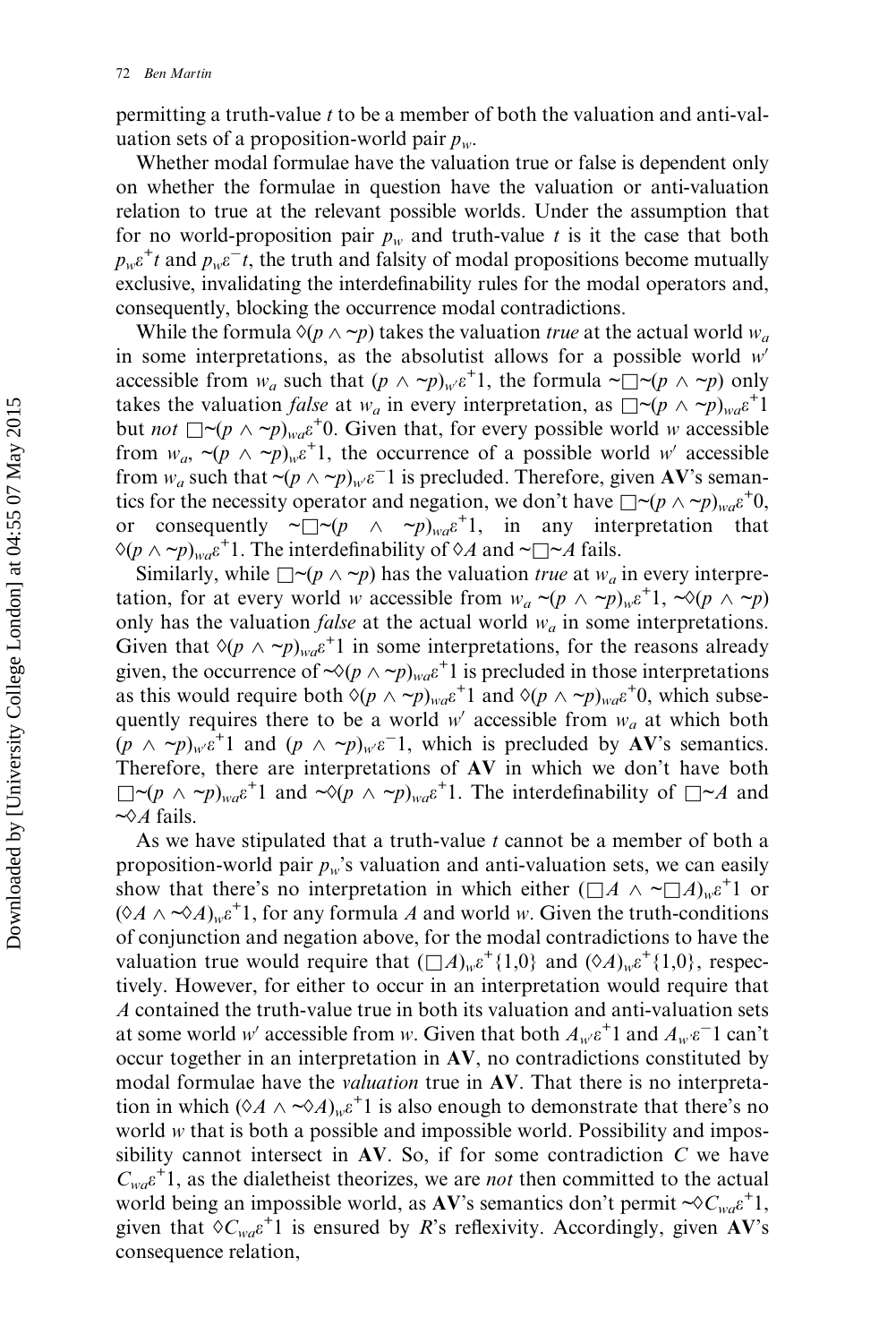permitting a truth-value $t$ to be a member of both the valuation and anti-valuation sets of a proposition-world pair $p_w$.

Whether modal formulae have the valuation true or false is dependent only on whether the formulae in question have the valuation or anti-valuation relation to true at the relevant possible worlds. Under the assumption that for no world-proposition pair $p_w$ and truth-value $t$ is it the case that both $p_w\varepsilon^+t$ and $p_w\varepsilon^-t$, the truth and falsity of modal propositions become mutually exclusive, invalidating the interdefinability rules for the modal operators and, consequently, blocking the occurrence modal contradictions.

While the formula $\Diamond(p \wedge {\sim}p)$ takes the valuation *true* at the actual world $w_a$ in some interpretations, as the absolutist allows for a possible world $w'$ accessible from $w_a$ such that $(p \wedge {\sim}p)_{w'}\varepsilon^+1$, the formula ${\sim}\Box{\sim}(p \wedge {\sim}p)$ only takes the valuation *false* at $w_a$ in every interpretation, as $\Box{\sim}(p \wedge {\sim}p)_{wa}\varepsilon^+1$ but *not* $\Box{\sim}(p \wedge {\sim}p)_{wa}\varepsilon^+0$. Given that, for every possible world $w$ accessible from $w_a$, ${\sim}(p \wedge {\sim}p)_w\varepsilon^+1$, the occurrence of a possible world $w'$ accessible from $w_a$ such that ${\sim}(p \wedge {\sim}p)_{w'}\varepsilon^-1$ is precluded. Therefore, given **AV**'s semantics for the necessity operator and negation, we don't have $\Box{\sim}(p \wedge {\sim}p)_{wa}\varepsilon^+0$, or consequently ${\sim}\Box{\sim}(p \wedge {\sim}p)_{wa}\varepsilon^+1$, in any interpretation that $\Diamond(p \wedge {\sim}p)_{wa}\varepsilon^+1$. The interdefinability of $\Diamond A$ and ${\sim}\Box{\sim}A$ fails.

Similarly, while $\Box{\sim}(p \wedge {\sim}p)$ has the valuation *true* at $w_a$ in every interpretation, for at every world $w$ accessible from $w_a$ ${\sim}(p \wedge {\sim}p)_w\varepsilon^+1$, ${\sim}\Diamond(p \wedge {\sim}p)$ only has the valuation *false* at the actual world $w_a$ in some interpretations. Given that $\Diamond(p \wedge {\sim}p)_{wa}\varepsilon^+1$ in some interpretations, for the reasons already given, the occurrence of ${\sim}\Diamond(p \wedge {\sim}p)_{wa}\varepsilon^+1$ is precluded in those interpretations as this would require both $\Diamond(p \wedge {\sim}p)_{wa}\varepsilon^+1$ and $\Diamond(p \wedge {\sim}p)_{wa}\varepsilon^+0$, which subsequently requires there to be a world $w'$ accessible from $w_a$ at which both $(p \wedge {\sim}p)_{w'}\varepsilon^+1$ and $(p \wedge {\sim}p)_{w'}\varepsilon^-1$, which is precluded by **AV**'s semantics. Therefore, there are interpretations of **AV** in which we don't have both $\Box{\sim}(p \wedge {\sim}p)_{wa}\varepsilon^+1$ and ${\sim}\Diamond(p \wedge {\sim}p)_{wa}\varepsilon^+1$. The interdefinability of $\Box{\sim}A$ and ${\sim}\Diamond A$ fails.

As we have stipulated that a truth-value $t$ cannot be a member of both a proposition-world pair $p_w$'s valuation and anti-valuation sets, we can easily show that there's no interpretation in which either $(\Box A \wedge {\sim}\Box A)_w\varepsilon^+1$ or $(\Diamond A \wedge {\sim}\Diamond A)_w\varepsilon^+1$, for any formula $A$ and world $w$. Given the truth-conditions of conjunction and negation above, for the modal contradictions to have the valuation true would require that $(\Box A)_w\varepsilon^+\{1,0\}$ and $(\Diamond A)_w\varepsilon^+\{1,0\}$, respectively. However, for either to occur in an interpretation would require that $A$ contained the truth-value true in both its valuation and anti-valuation sets at some world $w'$ accessible from $w$. Given that both $A_{w'}\varepsilon^+1$ and $A_{w'}\varepsilon^-1$ can't occur together in an interpretation in **AV**, no contradictions constituted by modal formulae have the *valuation* true in **AV**. That there is no interpretation in which $(\Diamond A \wedge {\sim}\Diamond A)_w\varepsilon^+1$ is also enough to demonstrate that there's no world $w$ that is both a possible and impossible world. Possibility and impossibility cannot intersect in **AV**. So, if for some contradiction $C$ we have $C_{wa}\varepsilon^+1$, as the dialetheist theorizes, we are *not* then committed to the actual world being an impossible world, as **AV**'s semantics don't permit ${\sim}\Diamond C_{wa}\varepsilon^+1$, given that $\Diamond C_{wa}\varepsilon^+1$ is ensured by $R$'s reflexivity. Accordingly, given **AV**'s consequence relation,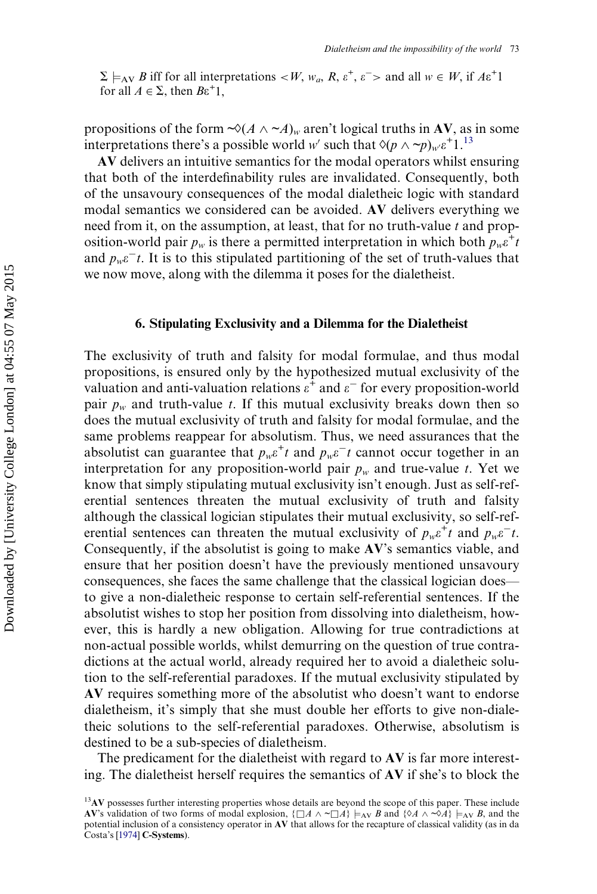$\Sigma \models_{AV} B$ iff for all interpretations $<W, w_a, R, \varepsilon^+, \varepsilon^->$ and all $w \in W$, if $A\varepsilon^+1$ for all $A \in \Sigma$, then $B\varepsilon^+1$,

propositions of the form $\sim\Diamond(A \wedge \sim A)_w$ aren't logical truths in **AV**, as in some interpretations there's a possible world $w'$ such that $\Diamond(p \wedge \sim p)_{w'}\varepsilon^+1$.[13]

**AV** delivers an intuitive semantics for the modal operators whilst ensuring that both of the interdefinability rules are invalidated. Consequently, both of the unsavoury consequences of the modal dialetheic logic with standard modal semantics we considered can be avoided. **AV** delivers everything we need from it, on the assumption, at least, that for no truth-value $t$ and proposition-world pair $p_w$ is there a permitted interpretation in which both $p_w\varepsilon^+t$ and $p_w\varepsilon^-t$. It is to this stipulated partitioning of the set of truth-values that we now move, along with the dilemma it poses for the dialetheist.

## 6. Stipulating Exclusivity and a Dilemma for the Dialetheist

The exclusivity of truth and falsity for modal formulae, and thus modal propositions, is ensured only by the hypothesized mutual exclusivity of the valuation and anti-valuation relations $\varepsilon^+$ and $\varepsilon^-$ for every proposition-world pair $p_w$ and truth-value $t$. If this mutual exclusivity breaks down then so does the mutual exclusivity of truth and falsity for modal formulae, and the same problems reappear for absolutism. Thus, we need assurances that the absolutist can guarantee that $p_w\varepsilon^+t$ and $p_w\varepsilon^-t$ cannot occur together in an interpretation for any proposition-world pair $p_w$ and true-value $t$. Yet we know that simply stipulating mutual exclusivity isn't enough. Just as self-referential sentences threaten the mutual exclusivity of truth and falsity although the classical logician stipulates their mutual exclusivity, so self-referential sentences can threaten the mutual exclusivity of $p_w\varepsilon^+t$ and $p_w\varepsilon^-t$. Consequently, if the absolutist is going to make **AV**'s semantics viable, and ensure that her position doesn't have the previously mentioned unsavoury consequences, she faces the same challenge that the classical logician does—to give a non-dialetheic response to certain self-referential sentences. If the absolutist wishes to stop her position from dissolving into dialetheism, however, this is hardly a new obligation. Allowing for true contradictions at non-actual possible worlds, whilst demurring on the question of true contradictions at the actual world, already required her to avoid a dialetheic solution to the self-referential paradoxes. If the mutual exclusivity stipulated by **AV** requires something more of the absolutist who doesn't want to endorse dialetheism, it's simply that she must double her efforts to give non-dialetheic solutions to the self-referential paradoxes. Otherwise, absolutism is destined to be a sub-species of dialetheism.

The predicament for the dialetheist with regard to **AV** is far more interesting. The dialetheist herself requires the semantics of **AV** if she's to block the

[13] **AV** possesses further interesting properties whose details are beyond the scope of this paper. These include **AV**'s validation of two forms of modal explosion, $\{\Box A \wedge \sim\Box A\} \models_{AV} B$ and $\{\Diamond A \wedge \sim\Diamond A\} \models_{AV} B$, and the potential inclusion of a consistency operator in **AV** that allows for the recapture of classical validity (as in da Costa's [1974] **C-Systems**).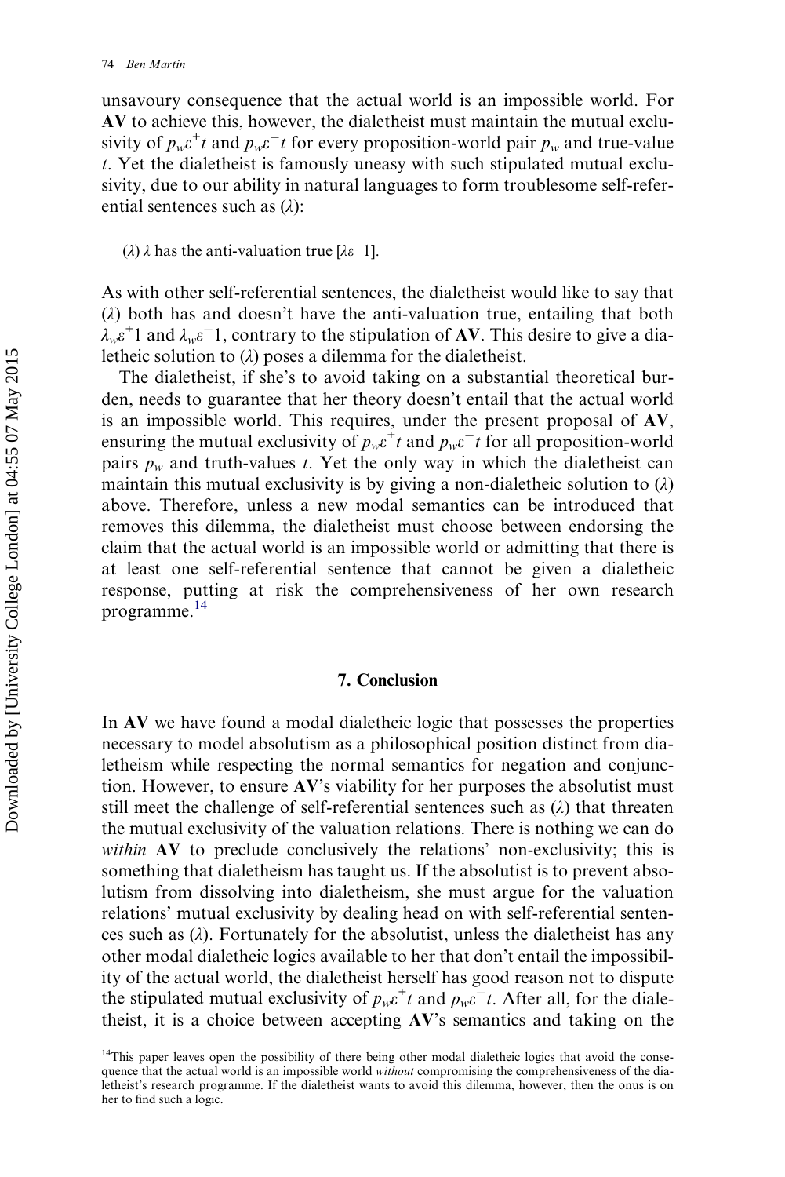unsavoury consequence that the actual world is an impossible world. For **AV** to achieve this, however, the dialetheist must maintain the mutual exclusivity of $p_w\varepsilon^+t$ and $p_w\varepsilon^-t$ for every proposition-world pair $p_w$ and true-value $t$. Yet the dialetheist is famously uneasy with such stipulated mutual exclusivity, due to our ability in natural languages to form troublesome self-referential sentences such as ($\lambda$):

($\lambda$) $\lambda$ has the anti-valuation true [$\lambda\varepsilon^-1$].

As with other self-referential sentences, the dialetheist would like to say that ($\lambda$) both has and doesn't have the anti-valuation true, entailing that both $\lambda_w\varepsilon^+1$ and $\lambda_w\varepsilon^-1$, contrary to the stipulation of **AV**. This desire to give a dialetheic solution to ($\lambda$) poses a dilemma for the dialetheist.

The dialetheist, if she's to avoid taking on a substantial theoretical burden, needs to guarantee that her theory doesn't entail that the actual world is an impossible world. This requires, under the present proposal of **AV**, ensuring the mutual exclusivity of $p_w\varepsilon^+t$ and $p_w\varepsilon^-t$ for all proposition-world pairs $p_w$ and truth-values $t$. Yet the only way in which the dialetheist can maintain this mutual exclusivity is by giving a non-dialetheic solution to ($\lambda$) above. Therefore, unless a new modal semantics can be introduced that removes this dilemma, the dialetheist must choose between endorsing the claim that the actual world is an impossible world or admitting that there is at least one self-referential sentence that cannot be given a dialetheic response, putting at risk the comprehensiveness of her own research programme.[14]

## 7. Conclusion

In **AV** we have found a modal dialetheic logic that possesses the properties necessary to model absolutism as a philosophical position distinct from dialetheism while respecting the normal semantics for negation and conjunction. However, to ensure **AV**'s viability for her purposes the absolutist must still meet the challenge of self-referential sentences such as ($\lambda$) that threaten the mutual exclusivity of the valuation relations. There is nothing we can do *within* **AV** to preclude conclusively the relations' non-exclusivity; this is something that dialetheism has taught us. If the absolutist is to prevent absolutism from dissolving into dialetheism, she must argue for the valuation relations' mutual exclusivity by dealing head on with self-referential sentences such as ($\lambda$). Fortunately for the absolutist, unless the dialetheist has any other modal dialetheic logics available to her that don't entail the impossibility of the actual world, the dialetheist herself has good reason not to dispute the stipulated mutual exclusivity of $p_w\varepsilon^+t$ and $p_w\varepsilon^-t$. After all, for the dialetheist, it is a choice between accepting **AV**'s semantics and taking on the

[14]This paper leaves open the possibility of there being other modal dialetheic logics that avoid the consequence that the actual world is an impossible world *without* compromising the comprehensiveness of the dialetheist's research programme. If the dialetheist wants to avoid this dilemma, however, then the onus is on her to find such a logic.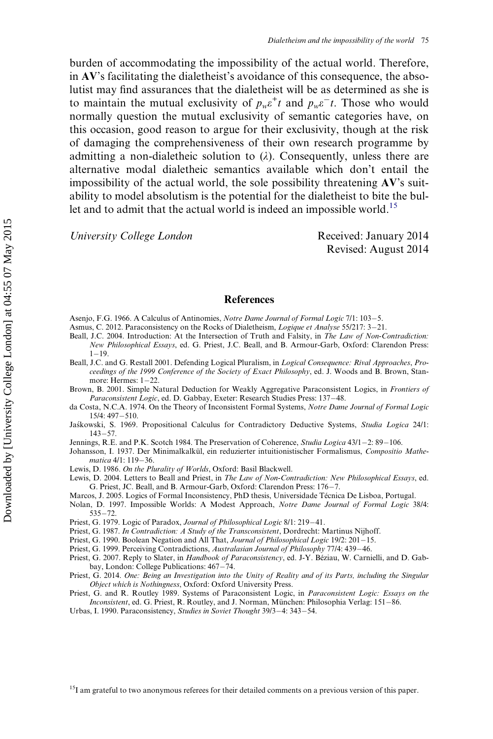burden of accommodating the impossibility of the actual world. Therefore, in **AV**'s facilitating the dialetheist's avoidance of this consequence, the absolutist may find assurances that the dialetheist will be as determined as she is to maintain the mutual exclusivity of $p_w\varepsilon^+t$ and $p_w\varepsilon^-t$. Those who would normally question the mutual exclusivity of semantic categories have, on this occasion, good reason to argue for their exclusivity, though at the risk of damaging the comprehensiveness of their own research programme by admitting a non-dialetheic solution to ($\lambda$). Consequently, unless there are alternative modal dialetheic semantics available which don't entail the impossibility of the actual world, the sole possibility threatening **AV**'s suitability to model absolutism is the potential for the dialetheist to bite the bullet and to admit that the actual world is indeed an impossible world.[15]

*University College London* — Received: January 2014; Revised: August 2014

## References

Asenjo, F.G. 1966. A Calculus of Antinomies, *Notre Dame Journal of Formal Logic* 7/1: 103–5.

Asmus, C. 2012. Paraconsistency on the Rocks of Dialetheism, *Logique et Analyse* 55/217: 3–21.

Beall, J.C. 2004. Introduction: At the Intersection of Truth and Falsity, in *The Law of Non-Contradiction: New Philosophical Essays*, ed. G. Priest, J.C. Beall, and B. Armour-Garb, Oxford: Clarendon Press: 1–19.

Beall, J.C. and G. Restall 2001. Defending Logical Pluralism, in *Logical Consequence: Rival Approaches*, *Proceedings of the 1999 Conference of the Society of Exact Philosophy*, ed. J. Woods and B. Brown, Stanmore: Hermes: 1–22.

Brown, B. 2001. Simple Natural Deduction for Weakly Aggregative Paraconsistent Logics, in *Frontiers of Paraconsistent Logic*, ed. D. Gabbay, Exeter: Research Studies Press: 137–48.

da Costa, N.C.A. 1974. On the Theory of Inconsistent Formal Systems, *Notre Dame Journal of Formal Logic* 15/4: 497–510.

Jaśkowski, S. 1969. Propositional Calculus for Contradictory Deductive Systems, *Studia Logica* 24/1: 143–57.

Jennings, R.E. and P.K. Scotch 1984. The Preservation of Coherence, *Studia Logica* 43/1–2: 89–106.

Johansson, I. 1937. Der Minimalkalkül, ein reduzierter intuitionistischer Formalismus, *Compositio Mathematica* 4/1: 119–36.

Lewis, D. 1986. *On the Plurality of Worlds*, Oxford: Basil Blackwell.

Lewis, D. 2004. Letters to Beall and Priest, in *The Law of Non-Contradiction: New Philosophical Essays*, ed. G. Priest, JC. Beall, and B. Armour-Garb, Oxford: Clarendon Press: 176–7.

Marcos, J. 2005. Logics of Formal Inconsistency, PhD thesis, Universidade Técnica De Lisboa, Portugal.

Nolan, D. 1997. Impossible Worlds: A Modest Approach, *Notre Dame Journal of Formal Logic* 38/4: 535–72.

Priest, G. 1979. Logic of Paradox, *Journal of Philosophical Logic* 8/1: 219–41.

Priest, G. 1987. *In Contradiction: A Study of the Transconsistent*, Dordrecht: Martinus Nijhoff.

Priest, G. 1990. Boolean Negation and All That, *Journal of Philosophical Logic* 19/2: 201–15.

Priest, G. 1999. Perceiving Contradictions, *Australasian Journal of Philosophy* 77/4: 439–46.

Priest, G. 2007. Reply to Slater, in *Handbook of Paraconsistency*, ed. J-Y. Béziau, W. Carnielli, and D. Gabbay, London: College Publications: 467–74.

Priest, G. 2014. *One: Being an Investigation into the Unity of Reality and of its Parts, including the Singular Object which is Nothingness*, Oxford: Oxford University Press.

Priest, G. and R. Routley 1989. Systems of Paraconsistent Logic, in *Paraconsistent Logic: Essays on the Inconsistent*, ed. G. Priest, R. Routley, and J. Norman, München: Philosophia Verlag: 151–86.

Urbas, I. 1990. Paraconsistency, *Studies in Soviet Thought* 39/3–4: 343–54.

[15] I am grateful to two anonymous referees for their detailed comments on a previous version of this paper.